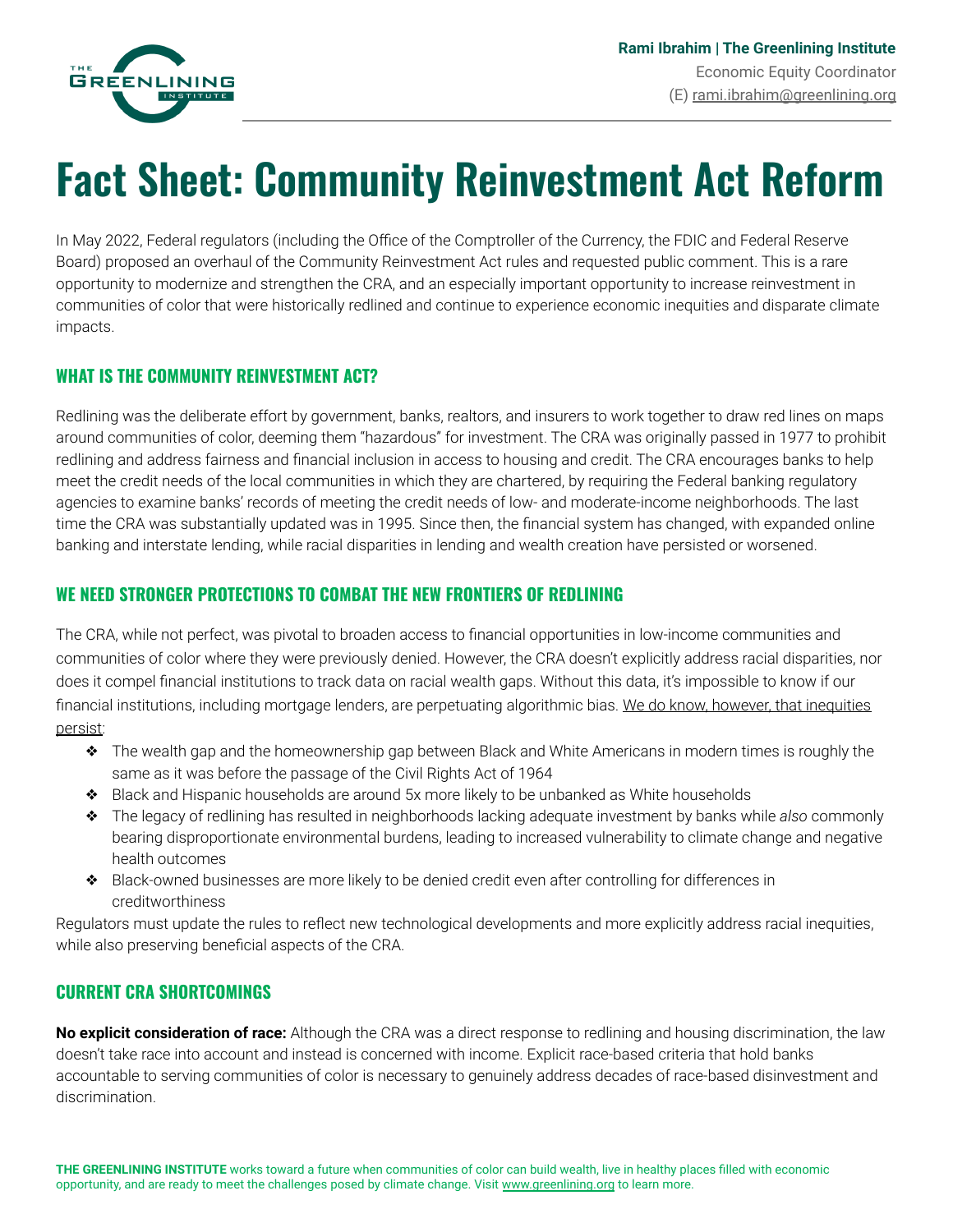**Rami Ibrahim | The Greenlining Institute**
Economic Equity Coordinator
(E) rami.ibrahim@greenlining.org

# Fact Sheet: Community Reinvestment Act Reform

In May 2022, Federal regulators (including the Office of the Comptroller of the Currency, the FDIC and Federal Reserve Board) proposed an overhaul of the Community Reinvestment Act rules and requested public comment. This is a rare opportunity to modernize and strengthen the CRA, and an especially important opportunity to increase reinvestment in communities of color that were historically redlined and continue to experience economic inequities and disparate climate impacts.

## WHAT IS THE COMMUNITY REINVESTMENT ACT?

Redlining was the deliberate effort by government, banks, realtors, and insurers to work together to draw red lines on maps around communities of color, deeming them "hazardous" for investment. The CRA was originally passed in 1977 to prohibit redlining and address fairness and financial inclusion in access to housing and credit. The CRA encourages banks to help meet the credit needs of the local communities in which they are chartered, by requiring the Federal banking regulatory agencies to examine banks' records of meeting the credit needs of low- and moderate-income neighborhoods. The last time the CRA was substantially updated was in 1995. Since then, the financial system has changed, with expanded online banking and interstate lending, while racial disparities in lending and wealth creation have persisted or worsened.

## WE NEED STRONGER PROTECTIONS TO COMBAT THE NEW FRONTIERS OF REDLINING

The CRA, while not perfect, was pivotal to broaden access to financial opportunities in low-income communities and communities of color where they were previously denied. However, the CRA doesn't explicitly address racial disparities, nor does it compel financial institutions to track data on racial wealth gaps. Without this data, it's impossible to know if our financial institutions, including mortgage lenders, are perpetuating algorithmic bias. We do know, however, that inequities persist:

- The wealth gap and the homeownership gap between Black and White Americans in modern times is roughly the same as it was before the passage of the Civil Rights Act of 1964
- Black and Hispanic households are around 5x more likely to be unbanked as White households
- The legacy of redlining has resulted in neighborhoods lacking adequate investment by banks while *also* commonly bearing disproportionate environmental burdens, leading to increased vulnerability to climate change and negative health outcomes
- Black-owned businesses are more likely to be denied credit even after controlling for differences in creditworthiness

Regulators must update the rules to reflect new technological developments and more explicitly address racial inequities, while also preserving beneficial aspects of the CRA.

## CURRENT CRA SHORTCOMINGS

**No explicit consideration of race:** Although the CRA was a direct response to redlining and housing discrimination, the law doesn't take race into account and instead is concerned with income. Explicit race-based criteria that hold banks accountable to serving communities of color is necessary to genuinely address decades of race-based disinvestment and discrimination.

**THE GREENLINING INSTITUTE** works toward a future when communities of color can build wealth, live in healthy places filled with economic opportunity, and are ready to meet the challenges posed by climate change. Visit www.greenlining.org to learn more.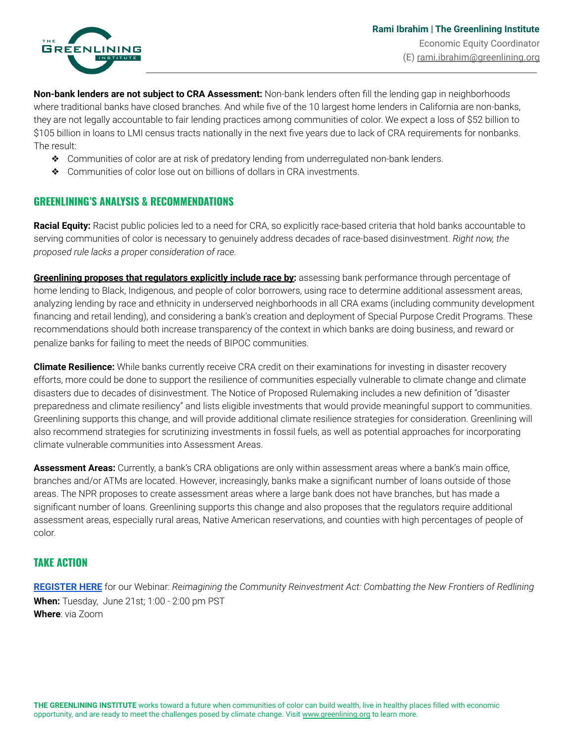**Non-bank lenders are not subject to CRA Assessment:** Non-bank lenders often fill the lending gap in neighborhoods where traditional banks have closed branches. And while five of the 10 largest home lenders in California are non-banks, they are not legally accountable to fair lending practices among communities of color. We expect a loss of $52 billion to $105 billion in loans to LMI census tracts nationally in the next five years due to lack of CRA requirements for nonbanks. The result:

- Communities of color are at risk of predatory lending from underregulated non-bank lenders.
- Communities of color lose out on billions of dollars in CRA investments.

## GREENLINING'S ANALYSIS & RECOMMENDATIONS

**Racial Equity:** Racist public policies led to a need for CRA, so explicitly race-based criteria that hold banks accountable to serving communities of color is necessary to genuinely address decades of race-based disinvestment. *Right now, the proposed rule lacks a proper consideration of race.*

**Greenlining proposes that regulators explicitly include race by:** assessing bank performance through percentage of home lending to Black, Indigenous, and people of color borrowers, using race to determine additional assessment areas, analyzing lending by race and ethnicity in underserved neighborhoods in all CRA exams (including community development financing and retail lending), and considering a bank's creation and deployment of Special Purpose Credit Programs. These recommendations should both increase transparency of the context in which banks are doing business, and reward or penalize banks for failing to meet the needs of BIPOC communities.

**Climate Resilience:** While banks currently receive CRA credit on their examinations for investing in disaster recovery efforts, more could be done to support the resilience of communities especially vulnerable to climate change and climate disasters due to decades of disinvestment. The Notice of Proposed Rulemaking includes a new definition of "disaster preparedness and climate resiliency" and lists eligible investments that would provide meaningful support to communities. Greenlining supports this change, and will provide additional climate resilience strategies for consideration. Greenlining will also recommend strategies for scrutinizing investments in fossil fuels, as well as potential approaches for incorporating climate vulnerable communities into Assessment Areas.

**Assessment Areas:** Currently, a bank's CRA obligations are only within assessment areas where a bank's main office, branches and/or ATMs are located. However, increasingly, banks make a significant number of loans outside of those areas. The NPR proposes to create assessment areas where a large bank does not have branches, but has made a significant number of loans. Greenlining supports this change and also proposes that the regulators require additional assessment areas, especially rural areas, Native American reservations, and counties with high percentages of people of color.

## TAKE ACTION

**REGISTER HERE** for our Webinar: *Reimagining the Community Reinvestment Act: Combatting the New Frontiers of Redlining*
**When:** Tuesday, June 21st; 1:00 - 2:00 pm PST
**Where**: via Zoom

**THE GREENLINING INSTITUTE** works toward a future when communities of color can build wealth, live in healthy places filled with economic opportunity, and are ready to meet the challenges posed by climate change. Visit www.greenlining.org to learn more.